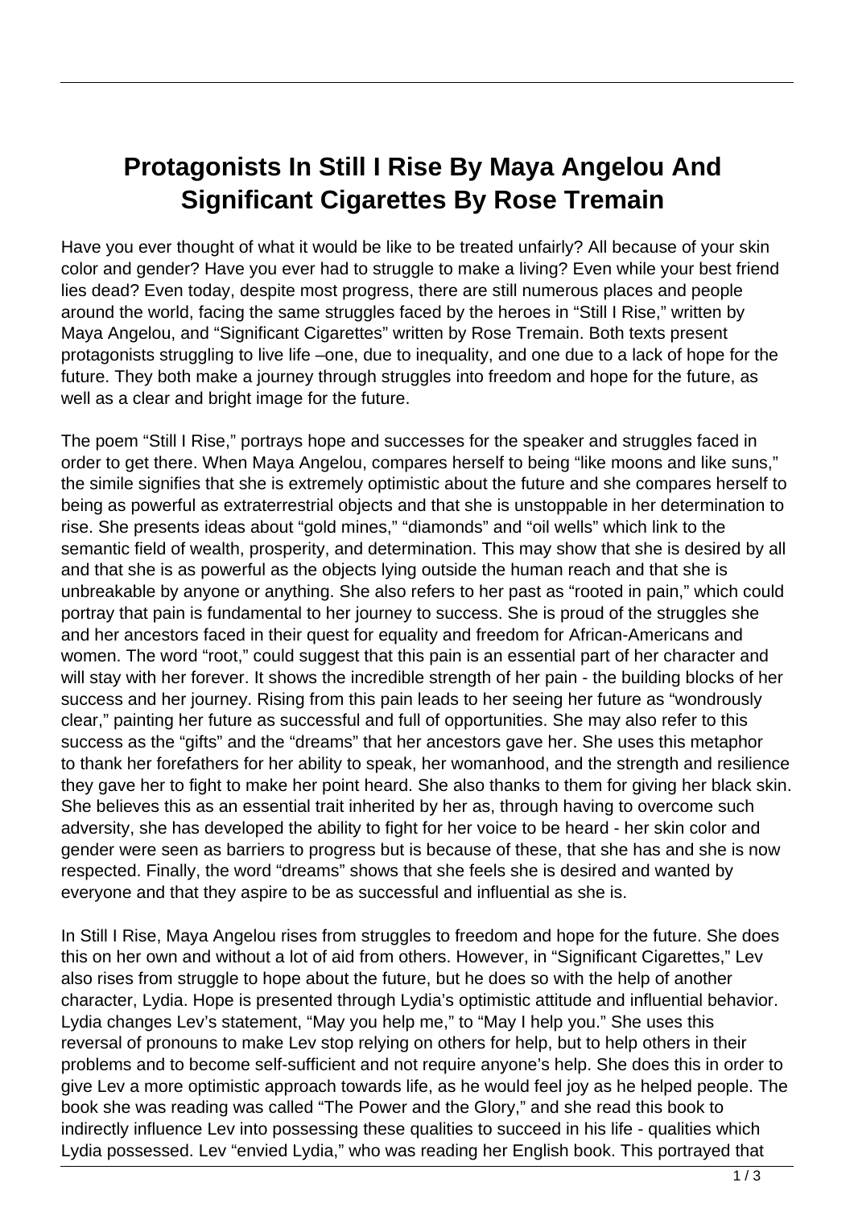# Protagonists In Still I Rise By Maya Angelou And Significant Cigarettes By Rose Tremain

Have you ever thought of what it would be like to be treated unfairly? All because of your skin color and gender? Have you ever had to struggle to make a living? Even while your best friend lies dead? Even today, despite most progress, there are still numerous places and people around the world, facing the same struggles faced by the heroes in "Still I Rise," written by Maya Angelou, and "Significant Cigarettes" written by Rose Tremain. Both texts present protagonists struggling to live life –one, due to inequality, and one due to a lack of hope for the future. They both make a journey through struggles into freedom and hope for the future, as well as a clear and bright image for the future.

The poem "Still I Rise," portrays hope and successes for the speaker and struggles faced in order to get there. When Maya Angelou, compares herself to being "like moons and like suns," the simile signifies that she is extremely optimistic about the future and she compares herself to being as powerful as extraterrestrial objects and that she is unstoppable in her determination to rise. She presents ideas about "gold mines," "diamonds" and "oil wells" which link to the semantic field of wealth, prosperity, and determination. This may show that she is desired by all and that she is as powerful as the objects lying outside the human reach and that she is unbreakable by anyone or anything. She also refers to her past as "rooted in pain," which could portray that pain is fundamental to her journey to success. She is proud of the struggles she and her ancestors faced in their quest for equality and freedom for African-Americans and women. The word "root," could suggest that this pain is an essential part of her character and will stay with her forever. It shows the incredible strength of her pain - the building blocks of her success and her journey. Rising from this pain leads to her seeing her future as "wondrously clear," painting her future as successful and full of opportunities. She may also refer to this success as the "gifts" and the "dreams" that her ancestors gave her. She uses this metaphor to thank her forefathers for her ability to speak, her womanhood, and the strength and resilience they gave her to fight to make her point heard. She also thanks to them for giving her black skin. She believes this as an essential trait inherited by her as, through having to overcome such adversity, she has developed the ability to fight for her voice to be heard - her skin color and gender were seen as barriers to progress but is because of these, that she has and she is now respected. Finally, the word "dreams" shows that she feels she is desired and wanted by everyone and that they aspire to be as successful and influential as she is.

In Still I Rise, Maya Angelou rises from struggles to freedom and hope for the future. She does this on her own and without a lot of aid from others. However, in "Significant Cigarettes," Lev also rises from struggle to hope about the future, but he does so with the help of another character, Lydia. Hope is presented through Lydia's optimistic attitude and influential behavior. Lydia changes Lev's statement, "May you help me," to "May I help you." She uses this reversal of pronouns to make Lev stop relying on others for help, but to help others in their problems and to become self-sufficient and not require anyone's help. She does this in order to give Lev a more optimistic approach towards life, as he would feel joy as he helped people. The book she was reading was called "The Power and the Glory," and she read this book to indirectly influence Lev into possessing these qualities to succeed in his life - qualities which Lydia possessed. Lev "envied Lydia," who was reading her English book. This portrayed that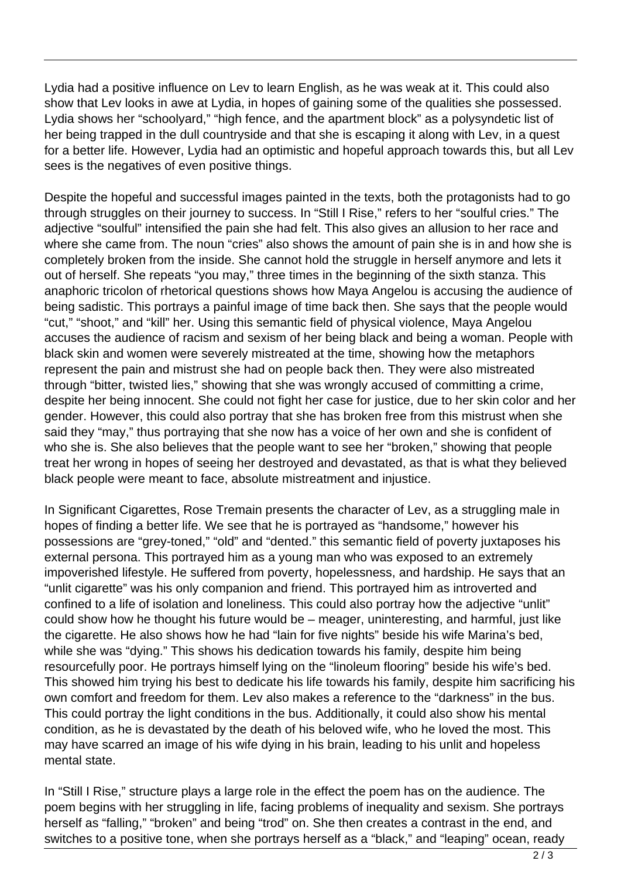Lydia had a positive influence on Lev to learn English, as he was weak at it. This could also show that Lev looks in awe at Lydia, in hopes of gaining some of the qualities she possessed. Lydia shows her "schoolyard," "high fence, and the apartment block" as a polysyndetic list of her being trapped in the dull countryside and that she is escaping it along with Lev, in a quest for a better life. However, Lydia had an optimistic and hopeful approach towards this, but all Lev sees is the negatives of even positive things.

Despite the hopeful and successful images painted in the texts, both the protagonists had to go through struggles on their journey to success. In "Still I Rise," refers to her "soulful cries." The adjective "soulful" intensified the pain she had felt. This also gives an allusion to her race and where she came from. The noun "cries" also shows the amount of pain she is in and how she is completely broken from the inside. She cannot hold the struggle in herself anymore and lets it out of herself. She repeats "you may," three times in the beginning of the sixth stanza. This anaphoric tricolon of rhetorical questions shows how Maya Angelou is accusing the audience of being sadistic. This portrays a painful image of time back then. She says that the people would "cut," "shoot," and "kill" her. Using this semantic field of physical violence, Maya Angelou accuses the audience of racism and sexism of her being black and being a woman. People with black skin and women were severely mistreated at the time, showing how the metaphors represent the pain and mistrust she had on people back then. They were also mistreated through "bitter, twisted lies," showing that she was wrongly accused of committing a crime, despite her being innocent. She could not fight her case for justice, due to her skin color and her gender. However, this could also portray that she has broken free from this mistrust when she said they "may," thus portraying that she now has a voice of her own and she is confident of who she is. She also believes that the people want to see her "broken," showing that people treat her wrong in hopes of seeing her destroyed and devastated, as that is what they believed black people were meant to face, absolute mistreatment and injustice.

In Significant Cigarettes, Rose Tremain presents the character of Lev, as a struggling male in hopes of finding a better life. We see that he is portrayed as "handsome," however his possessions are "grey-toned," "old" and "dented." this semantic field of poverty juxtaposes his external persona. This portrayed him as a young man who was exposed to an extremely impoverished lifestyle. He suffered from poverty, hopelessness, and hardship. He says that an "unlit cigarette" was his only companion and friend. This portrayed him as introverted and confined to a life of isolation and loneliness. This could also portray how the adjective "unlit" could show how he thought his future would be – meager, uninteresting, and harmful, just like the cigarette. He also shows how he had "lain for five nights" beside his wife Marina's bed, while she was "dying." This shows his dedication towards his family, despite him being resourcefully poor. He portrays himself lying on the "linoleum flooring" beside his wife's bed. This showed him trying his best to dedicate his life towards his family, despite him sacrificing his own comfort and freedom for them. Lev also makes a reference to the "darkness" in the bus. This could portray the light conditions in the bus. Additionally, it could also show his mental condition, as he is devastated by the death of his beloved wife, who he loved the most. This may have scarred an image of his wife dying in his brain, leading to his unlit and hopeless mental state.

In "Still I Rise," structure plays a large role in the effect the poem has on the audience. The poem begins with her struggling in life, facing problems of inequality and sexism. She portrays herself as "falling," "broken" and being "trod" on. She then creates a contrast in the end, and switches to a positive tone, when she portrays herself as a "black," and "leaping" ocean, ready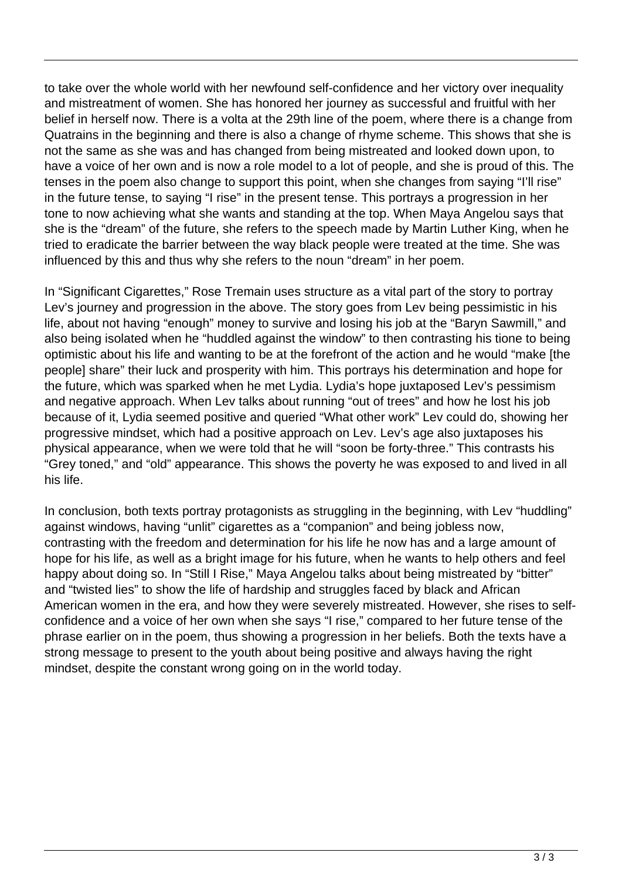to take over the whole world with her newfound self-confidence and her victory over inequality and mistreatment of women. She has honored her journey as successful and fruitful with her belief in herself now. There is a volta at the 29th line of the poem, where there is a change from Quatrains in the beginning and there is also a change of rhyme scheme. This shows that she is not the same as she was and has changed from being mistreated and looked down upon, to have a voice of her own and is now a role model to a lot of people, and she is proud of this. The tenses in the poem also change to support this point, when she changes from saying "I'll rise" in the future tense, to saying "I rise" in the present tense. This portrays a progression in her tone to now achieving what she wants and standing at the top. When Maya Angelou says that she is the "dream" of the future, she refers to the speech made by Martin Luther King, when he tried to eradicate the barrier between the way black people were treated at the time. She was influenced by this and thus why she refers to the noun "dream" in her poem.

In "Significant Cigarettes," Rose Tremain uses structure as a vital part of the story to portray Lev's journey and progression in the above. The story goes from Lev being pessimistic in his life, about not having "enough" money to survive and losing his job at the "Baryn Sawmill," and also being isolated when he "huddled against the window" to then contrasting his tione to being optimistic about his life and wanting to be at the forefront of the action and he would "make [the people] share" their luck and prosperity with him. This portrays his determination and hope for the future, which was sparked when he met Lydia. Lydia's hope juxtaposed Lev's pessimism and negative approach. When Lev talks about running "out of trees" and how he lost his job because of it, Lydia seemed positive and queried "What other work" Lev could do, showing her progressive mindset, which had a positive approach on Lev. Lev's age also juxtaposes his physical appearance, when we were told that he will "soon be forty-three." This contrasts his "Grey toned," and "old" appearance. This shows the poverty he was exposed to and lived in all his life.

In conclusion, both texts portray protagonists as struggling in the beginning, with Lev "huddling" against windows, having "unlit" cigarettes as a "companion" and being jobless now, contrasting with the freedom and determination for his life he now has and a large amount of hope for his life, as well as a bright image for his future, when he wants to help others and feel happy about doing so. In "Still I Rise," Maya Angelou talks about being mistreated by "bitter" and "twisted lies" to show the life of hardship and struggles faced by black and African American women in the era, and how they were severely mistreated. However, she rises to self-confidence and a voice of her own when she says "I rise," compared to her future tense of the phrase earlier on in the poem, thus showing a progression in her beliefs. Both the texts have a strong message to present to the youth about being positive and always having the right mindset, despite the constant wrong going on in the world today.